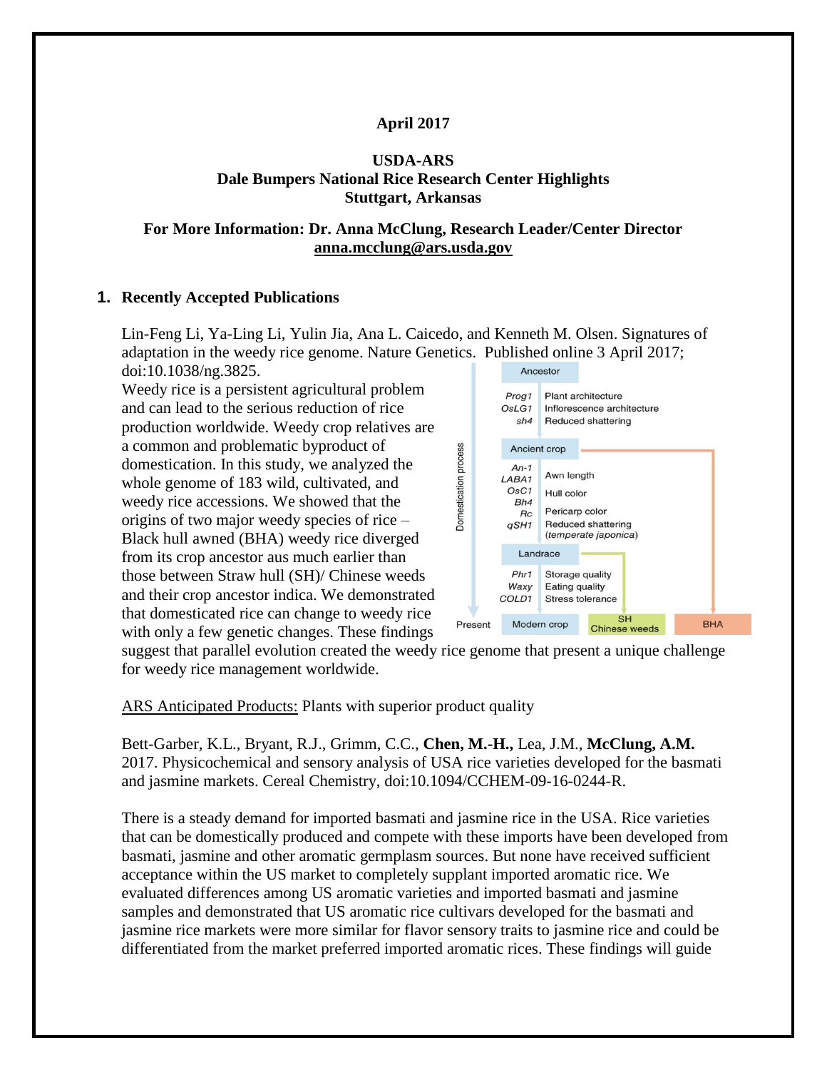**April 2017**

**USDA-ARS**
**Dale Bumpers National Rice Research Center Highlights**
**Stuttgart, Arkansas**

**For More Information: Dr. Anna McClung, Research Leader/Center Director**
**anna.mcclung@ars.usda.gov**

## 1. Recently Accepted Publications

Lin-Feng Li, Ya-Ling Li, Yulin Jia, Ana L. Caicedo, and Kenneth M. Olsen. Signatures of adaptation in the weedy rice genome. Nature Genetics. Published online 3 April 2017; doi:10.1038/ng.3825.

Weedy rice is a persistent agricultural problem and can lead to the serious reduction of rice production worldwide. Weedy crop relatives are a common and problematic byproduct of domestication. In this study, we analyzed the whole genome of 183 wild, cultivated, and weedy rice accessions. We showed that the origins of two major weedy species of rice – Black hull awned (BHA) weedy rice diverged from its crop ancestor aus much earlier than those between Straw hull (SH)/ Chinese weeds and their crop ancestor indica. We demonstrated that domesticated rice can change to weedy rice with only a few genetic changes. These findings suggest that parallel evolution created the weedy rice genome that present a unique challenge for weedy rice management worldwide.

ARS Anticipated Products: Plants with superior product quality

Bett-Garber, K.L., Bryant, R.J., Grimm, C.C., **Chen, M.-H.,** Lea, J.M., **McClung, A.M.** 2017. Physicochemical and sensory analysis of USA rice varieties developed for the basmati and jasmine markets. Cereal Chemistry, doi:10.1094/CCHEM-09-16-0244-R.

There is a steady demand for imported basmati and jasmine rice in the USA. Rice varieties that can be domestically produced and compete with these imports have been developed from basmati, jasmine and other aromatic germplasm sources. But none have received sufficient acceptance within the US market to completely supplant imported aromatic rice. We evaluated differences among US aromatic varieties and imported basmati and jasmine samples and demonstrated that US aromatic rice cultivars developed for the basmati and jasmine rice markets were more similar for flavor sensory traits to jasmine rice and could be differentiated from the market preferred imported aromatic rices. These findings will guide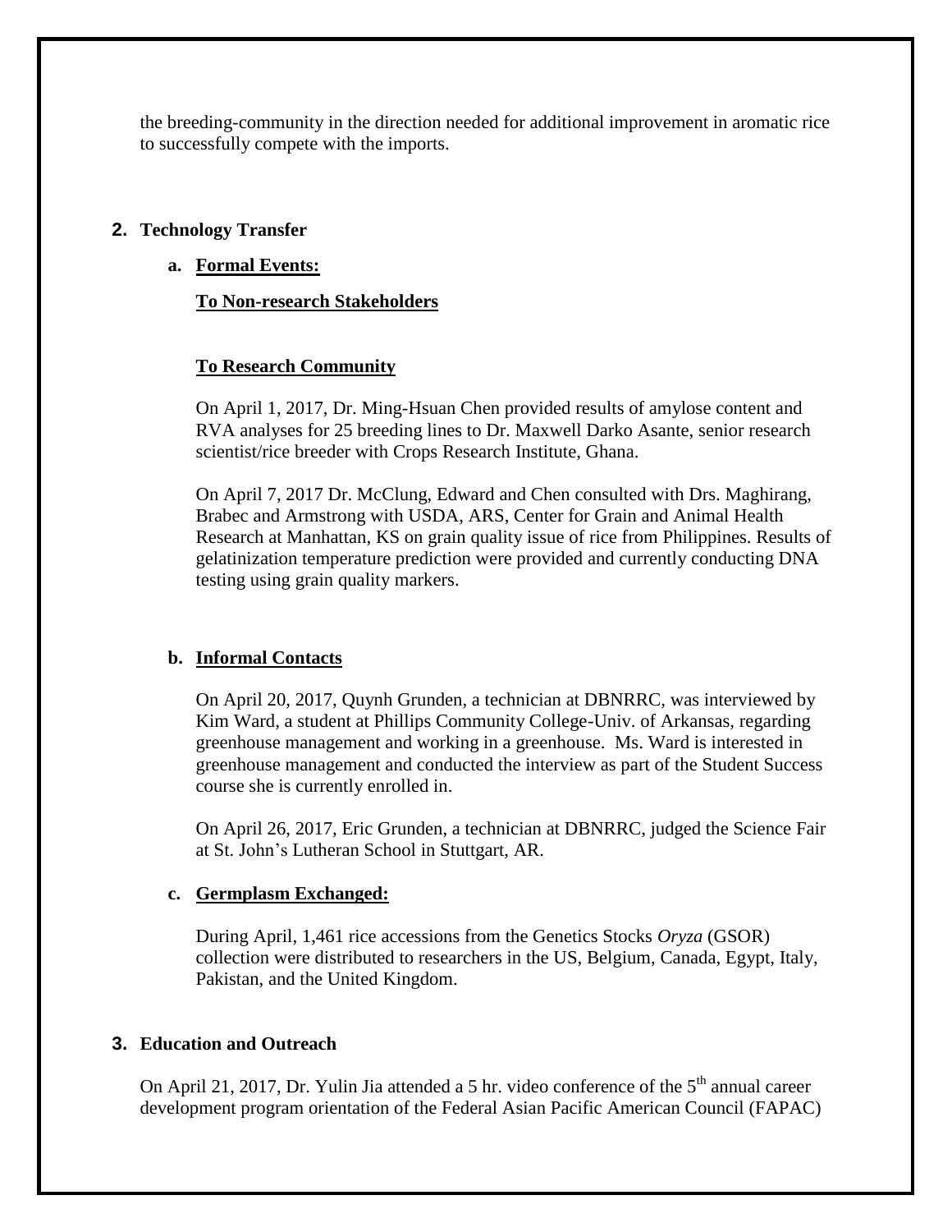the breeding-community in the direction needed for additional improvement in aromatic rice to successfully compete with the imports.

## 2. Technology Transfer

### a. Formal Events:

**To Non-research Stakeholders**

**To Research Community**

On April 1, 2017, Dr. Ming-Hsuan Chen provided results of amylose content and RVA analyses for 25 breeding lines to Dr. Maxwell Darko Asante, senior research scientist/rice breeder with Crops Research Institute, Ghana.

On April 7, 2017 Dr. McClung, Edward and Chen consulted with Drs. Maghirang, Brabec and Armstrong with USDA, ARS, Center for Grain and Animal Health Research at Manhattan, KS on grain quality issue of rice from Philippines. Results of gelatinization temperature prediction were provided and currently conducting DNA testing using grain quality markers.

### b. Informal Contacts

On April 20, 2017, Quynh Grunden, a technician at DBNRRC, was interviewed by Kim Ward, a student at Phillips Community College-Univ. of Arkansas, regarding greenhouse management and working in a greenhouse. Ms. Ward is interested in greenhouse management and conducted the interview as part of the Student Success course she is currently enrolled in.

On April 26, 2017, Eric Grunden, a technician at DBNRRC, judged the Science Fair at St. John's Lutheran School in Stuttgart, AR.

### c. Germplasm Exchanged:

During April, 1,461 rice accessions from the Genetics Stocks *Oryza* (GSOR) collection were distributed to researchers in the US, Belgium, Canada, Egypt, Italy, Pakistan, and the United Kingdom.

## 3. Education and Outreach

On April 21, 2017, Dr. Yulin Jia attended a 5 hr. video conference of the 5th annual career development program orientation of the Federal Asian Pacific American Council (FAPAC)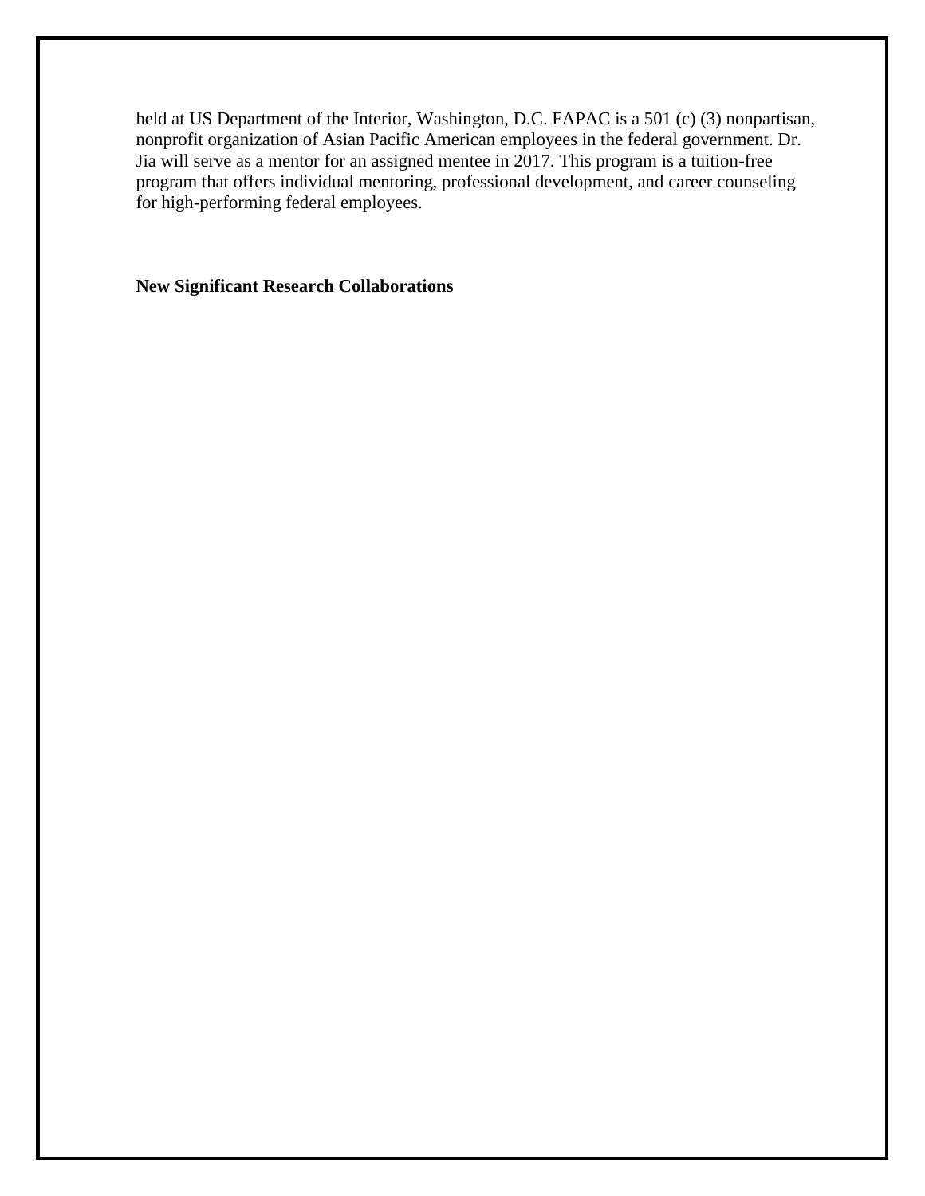held at US Department of the Interior, Washington, D.C. FAPAC is a 501 (c) (3) nonpartisan, nonprofit organization of Asian Pacific American employees in the federal government. Dr. Jia will serve as a mentor for an assigned mentee in 2017. This program is a tuition-free program that offers individual mentoring, professional development, and career counseling for high-performing federal employees.

**New Significant Research Collaborations**